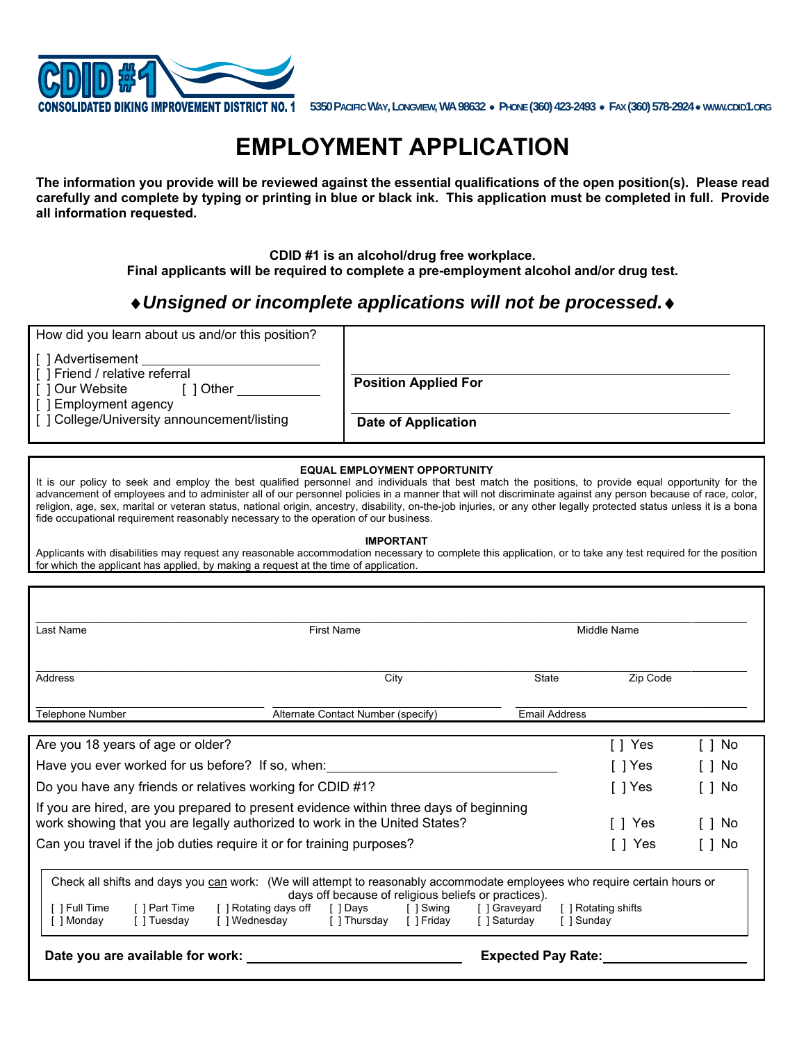CDID #1

CONSOLIDATED DIKING IMPROVEMENT DISTRICT NO. 1

5350 PACIFIC WAY, LONGVIEW, WA 98632 • PHONE (360) 423-2493 • FAX (360) 578-2924 • WWW.CDID1.ORG

# EMPLOYMENT APPLICATION

**The information you provide will be reviewed against the essential qualifications of the open position(s). Please read carefully and complete by typing or printing in blue or black ink. This application must be completed in full. Provide all information requested.**

**CDID #1 is an alcohol/drug free workplace.**
**Final applicants will be required to complete a pre-employment alcohol and/or drug test.**

### ♦*Unsigned or incomplete applications will not be processed.*♦

How did you learn about us and/or this position?

[ ] Advertisement ____________________
[ ] Friend / relative referral
[ ] Our Website [ ] Other __________
[ ] Employment agency
[ ] College/University announcement/listing

**Position Applied For** ____________________

**Date of Application** ____________________

**EQUAL EMPLOYMENT OPPORTUNITY**

It is our policy to seek and employ the best qualified personnel and individuals that best match the positions, to provide equal opportunity for the advancement of employees and to administer all of our personnel policies in a manner that will not discriminate against any person because of race, color, religion, age, sex, marital or veteran status, national origin, ancestry, disability, on-the-job injuries, or any other legally protected status unless it is a bona fide occupational requirement reasonably necessary to the operation of our business.

**IMPORTANT**

Applicants with disabilities may request any reasonable accommodation necessary to complete this application, or to take any test required for the position for which the applicant has applied, by making a request at the time of application.

Last Name ____________________ First Name ____________________ Middle Name ____________________

Address ____________________ City ____________________ State ________ Zip Code ________

Telephone Number ____________________ Alternate Contact Number (specify) ____________________ Email Address ____________________

| | | |
|---|---|---|
| Are you 18 years of age or older? | [ ] Yes | [ ] No |
| Have you ever worked for us before? If so, when: ____________________ | [ ] Yes | [ ] No |
| Do you have any friends or relatives working for CDID #1? | [ ] Yes | [ ] No |
| If you are hired, are you prepared to present evidence within three days of beginning work showing that you are legally authorized to work in the United States? | [ ] Yes | [ ] No |
| Can you travel if the job duties require it or for training purposes? | [ ] Yes | [ ] No |

Check all shifts and days you can work: (We will attempt to reasonably accommodate employees who require certain hours or days off because of religious beliefs or practices).

[ ] Full Time [ ] Part Time [ ] Rotating days off [ ] Days [ ] Swing [ ] Graveyard [ ] Rotating shifts
[ ] Monday [ ] Tuesday [ ] Wednesday [ ] Thursday [ ] Friday [ ] Saturday [ ] Sunday

**Date you are available for work:** ____________________ **Expected Pay Rate:** ____________________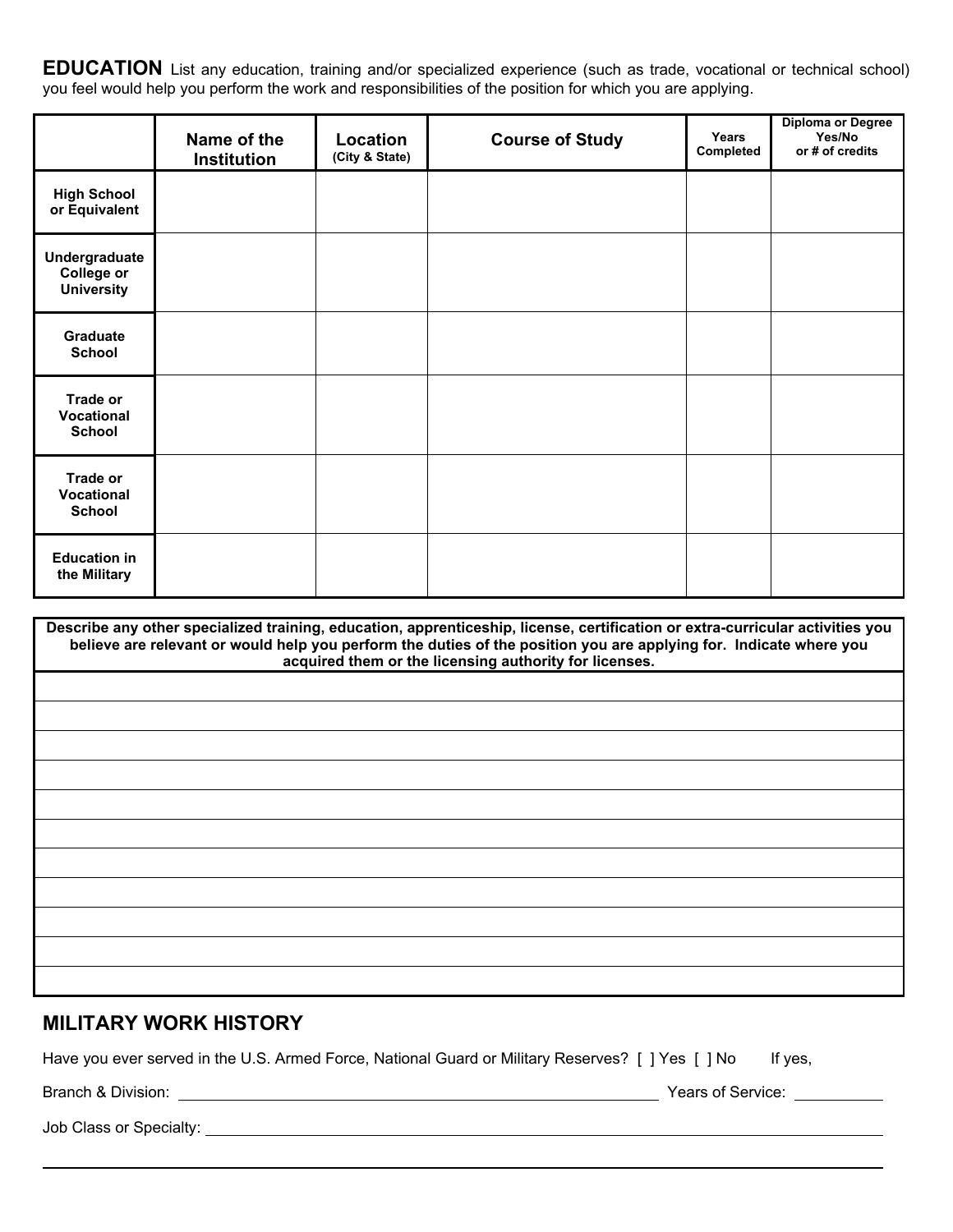## EDUCATION

List any education, training and/or specialized experience (such as trade, vocational or technical school) you feel would help you perform the work and responsibilities of the position for which you are applying.

| | Name of the Institution | Location (City & State) | Course of Study | Years Completed | Diploma or Degree Yes/No or # of credits |
|---|---|---|---|---|---|
| High School or Equivalent | | | | | |
| Undergraduate College or University | | | | | |
| Graduate School | | | | | |
| Trade or Vocational School | | | | | |
| Trade or Vocational School | | | | | |
| Education in the Military | | | | | |

| Describe any other specialized training, education, apprenticeship, license, certification or extra-curricular activities you believe are relevant or would help you perform the duties of the position you are applying for. Indicate where you acquired them or the licensing authority for licenses. |
|---|
| |
| |
| |
| |
| |
| |
| |
| |
| |
| |
| |

## MILITARY WORK HISTORY

Have you ever served in the U.S. Armed Force, National Guard or Military Reserves? [ ] Yes [ ] No If yes,

Branch & Division: ______________________________ Years of Service: __________

Job Class or Specialty: ______________________________

______________________________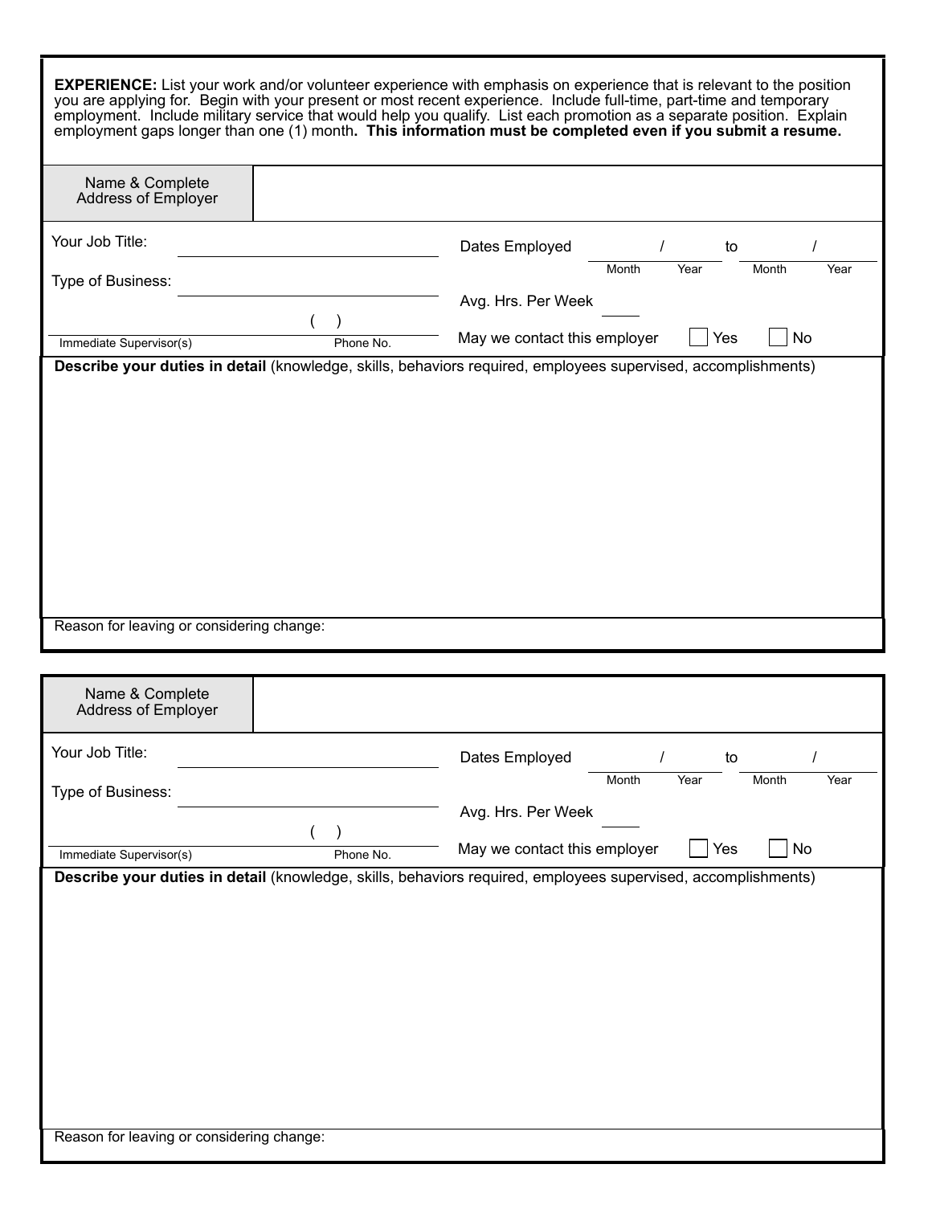**EXPERIENCE:** List your work and/or volunteer experience with emphasis on experience that is relevant to the position you are applying for. Begin with your present or most recent experience. Include full-time, part-time and temporary employment. Include military service that would help you qualify. List each promotion as a separate position. Explain employment gaps longer than one (1) month**. This information must be completed even if you submit a resume.**

| Name & Complete Address of Employer | |
|---|---|

Your Job Title: ____________________

Type of Business: ____________________

____________________ ( ) ____________________
Immediate Supervisor(s) Phone No.

Dates Employed ____ / ____ to ____ / ____
Month Year Month Year

Avg. Hrs. Per Week ____

May we contact this employer ☐ Yes ☐ No

**Describe your duties in detail** (knowledge, skills, behaviors required, employees supervised, accomplishments)

Reason for leaving or considering change:

---

| Name & Complete Address of Employer | |
|---|---|

Your Job Title: ____________________

Type of Business: ____________________

____________________ ( ) ____________________
Immediate Supervisor(s) Phone No.

Dates Employed ____ / ____ to ____ / ____
Month Year Month Year

Avg. Hrs. Per Week ____

May we contact this employer ☐ Yes ☐ No

**Describe your duties in detail** (knowledge, skills, behaviors required, employees supervised, accomplishments)

Reason for leaving or considering change: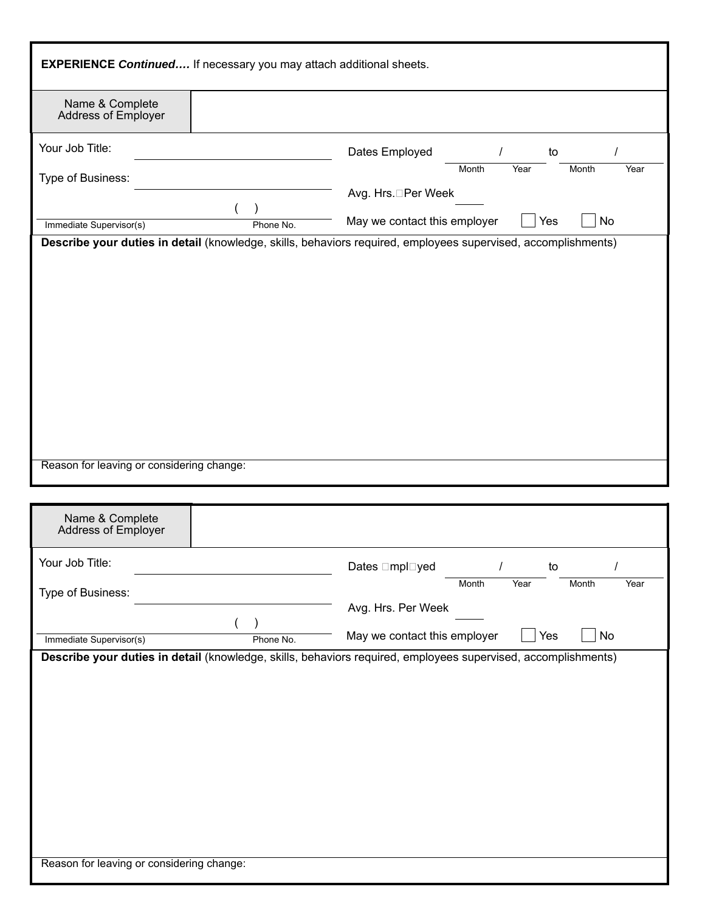**EXPERIENCE *Continued….*** If necessary you may attach additional sheets.

| Name & Complete Address of Employer | |
|---|---|

Your Job Title: ____________________

Type of Business: ____________________

( ) ____________________

Immediate Supervisor(s) Phone No.

Dates Employed ____ / ____ to ____ / ____
Month Year Month Year

Avg. Hrs. Per Week ____

May we contact this employer ☐ Yes ☐ No

**Describe your duties in detail** (knowledge, skills, behaviors required, employees supervised, accomplishments)

Reason for leaving or considering change:

| Name & Complete Address of Employer | |
|---|---|

Your Job Title: ____________________

Type of Business: ____________________

( ) ____________________

Immediate Supervisor(s) Phone No.

Dates Employed ____ / ____ to ____ / ____
Month Year Month Year

Avg. Hrs. Per Week ____

May we contact this employer ☐ Yes ☐ No

**Describe your duties in detail** (knowledge, skills, behaviors required, employees supervised, accomplishments)

Reason for leaving or considering change: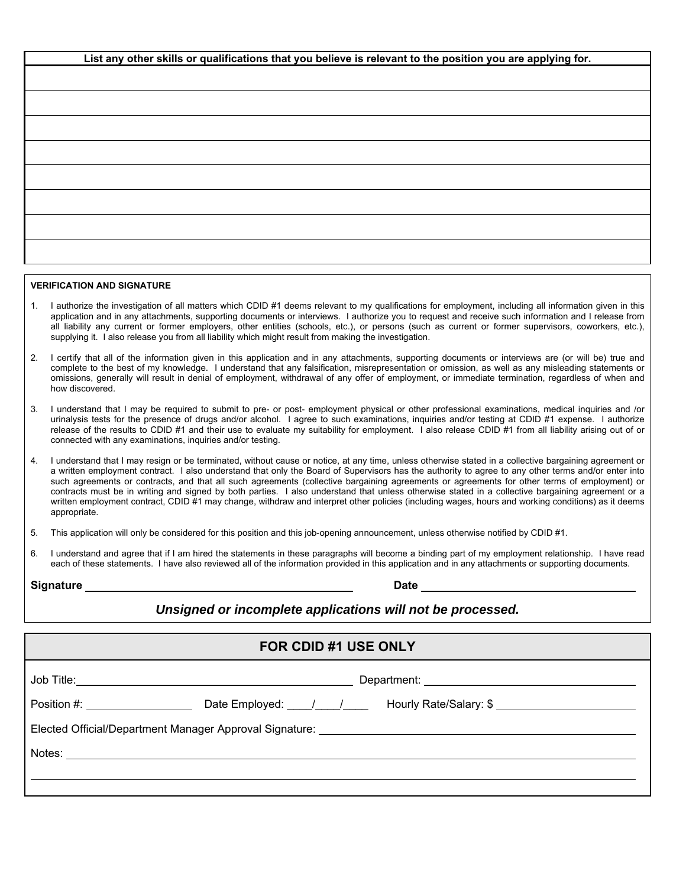| List any other skills or qualifications that you believe is relevant to the position you are applying for. |
|---|
| |
| |
| |
| |
| |
| |
| |
| |

**VERIFICATION AND SIGNATURE**

1. I authorize the investigation of all matters which CDID #1 deems relevant to my qualifications for employment, including all information given in this application and in any attachments, supporting documents or interviews. I authorize you to request and receive such information and I release from all liability any current or former employers, other entities (schools, etc.), or persons (such as current or former supervisors, coworkers, etc.), supplying it. I also release you from all liability which might result from making the investigation.

2. I certify that all of the information given in this application and in any attachments, supporting documents or interviews are (or will be) true and complete to the best of my knowledge. I understand that any falsification, misrepresentation or omission, as well as any misleading statements or omissions, generally will result in denial of employment, withdrawal of any offer of employment, or immediate termination, regardless of when and how discovered.

3. I understand that I may be required to submit to pre- or post- employment physical or other professional examinations, medical inquiries and /or urinalysis tests for the presence of drugs and/or alcohol. I agree to such examinations, inquiries and/or testing at CDID #1 expense. I authorize release of the results to CDID #1 and their use to evaluate my suitability for employment. I also release CDID #1 from all liability arising out of or connected with any examinations, inquiries and/or testing.

4. I understand that I may resign or be terminated, without cause or notice, at any time, unless otherwise stated in a collective bargaining agreement or a written employment contract. I also understand that only the Board of Supervisors has the authority to agree to any other terms and/or enter into such agreements or contracts, and that all such agreements (collective bargaining agreements or agreements for other terms of employment) or contracts must be in writing and signed by both parties. I also understand that unless otherwise stated in a collective bargaining agreement or a written employment contract, CDID #1 may change, withdraw and interpret other policies (including wages, hours and working conditions) as it deems appropriate.

5. This application will only be considered for this position and this job-opening announcement, unless otherwise notified by CDID #1.

6. I understand and agree that if I am hired the statements in these paragraphs will become a binding part of my employment relationship. I have read each of these statements. I have also reviewed all of the information provided in this application and in any attachments or supporting documents.

**Signature** ______________________________ **Date** ______________________________

***Unsigned or incomplete applications will not be processed.***

## FOR CDID #1 USE ONLY

Job Title: ______________________________ Department: ______________________________

Position #: ______________ Date Employed: ____/____/____ Hourly Rate/Salary: $ ______________

Elected Official/Department Manager Approval Signature: ______________________________

Notes: ______________________________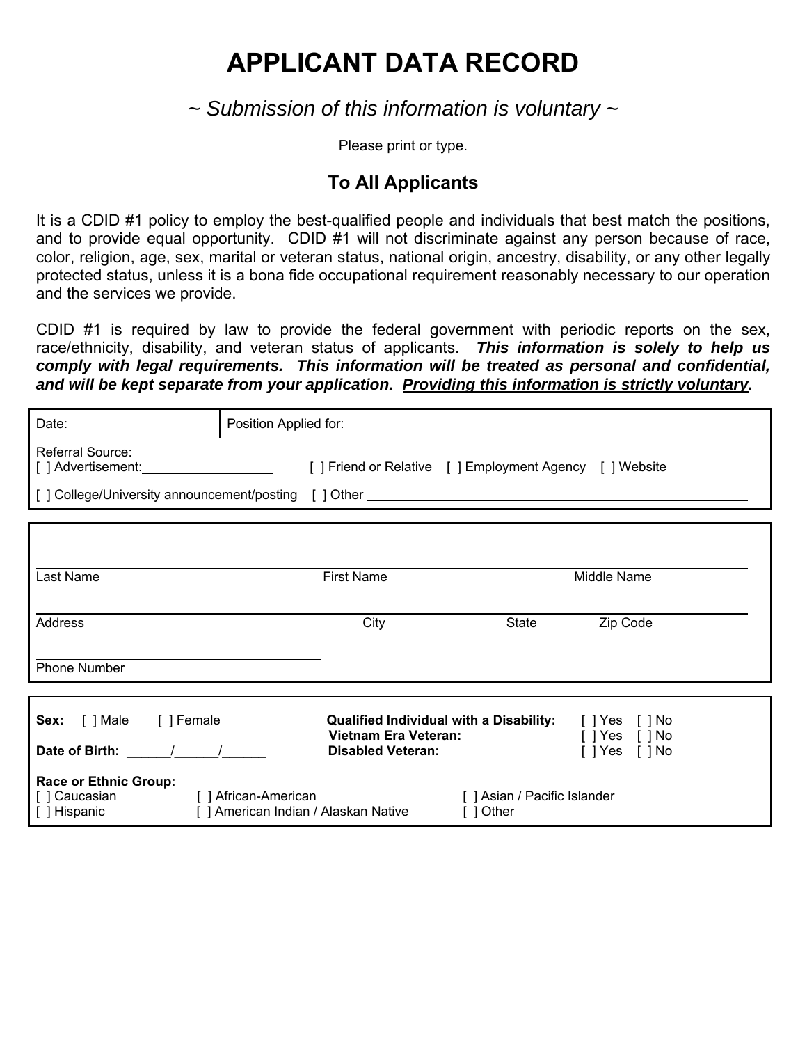# APPLICANT DATA RECORD

*~ Submission of this information is voluntary ~*

Please print or type.

## To All Applicants

It is a CDID #1 policy to employ the best-qualified people and individuals that best match the positions, and to provide equal opportunity. CDID #1 will not discriminate against any person because of race, color, religion, age, sex, marital or veteran status, national origin, ancestry, disability, or any other legally protected status, unless it is a bona fide occupational requirement reasonably necessary to our operation and the services we provide.

CDID #1 is required by law to provide the federal government with periodic reports on the sex, race/ethnicity, disability, and veteran status of applicants. ***This information is solely to help us comply with legal requirements. This information will be treated as personal and confidential, and will be kept separate from your application. Providing this information is strictly voluntary.***

| | |
|---|---|
| Date: | Position Applied for: |

Referral Source:
[ ] Advertisement:__________________ [ ] Friend or Relative [ ] Employment Agency [ ] Website
[ ] College/University announcement/posting [ ] Other ______________________________________________________

______________________________________________________________________
Last Name First Name Middle Name

______________________________________________________________________
Address City State Zip Code

______________________________
Phone Number

**Sex:** [ ] Male [ ] Female

**Date of Birth:** ______/______/______

**Qualified Individual with a Disability:** [ ] Yes [ ] No
**Vietnam Era Veteran:** [ ] Yes [ ] No
**Disabled Veteran:** [ ] Yes [ ] No

**Race or Ethnic Group:**
[ ] Caucasian [ ] African-American [ ] Asian / Pacific Islander
[ ] Hispanic [ ] American Indian / Alaskan Native [ ] Other ______________________________